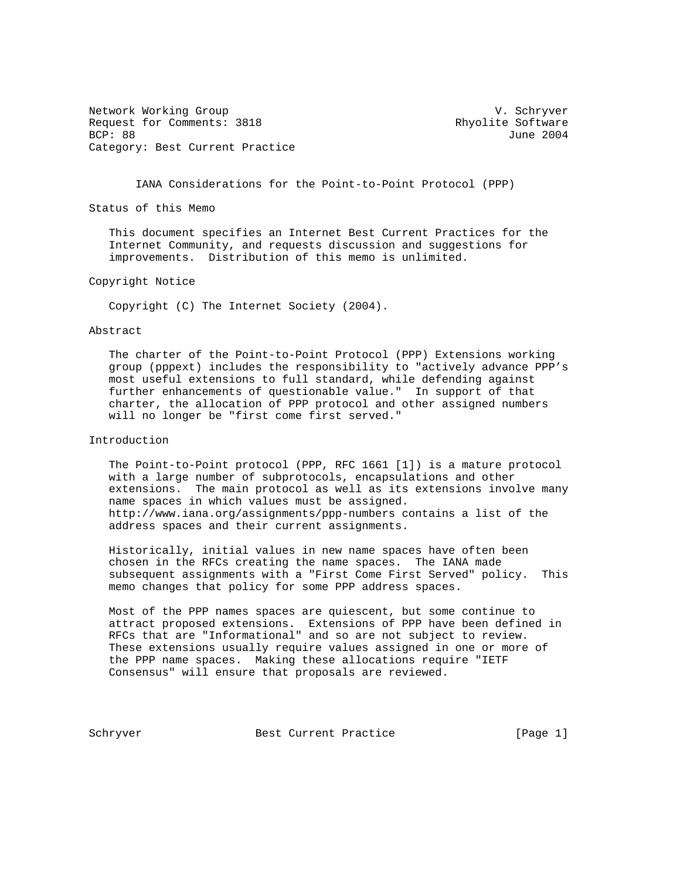Network Working Group V. Schryver
Request for Comments: 3818 Rhyolite Software
BCP: 88 June 2004
Category: Best Current Practice

# IANA Considerations for the Point-to-Point Protocol (PPP)

## Status of this Memo

This document specifies an Internet Best Current Practices for the Internet Community, and requests discussion and suggestions for improvements. Distribution of this memo is unlimited.

## Copyright Notice

Copyright (C) The Internet Society (2004).

## Abstract

The charter of the Point-to-Point Protocol (PPP) Extensions working group (pppext) includes the responsibility to "actively advance PPP's most useful extensions to full standard, while defending against further enhancements of questionable value." In support of that charter, the allocation of PPP protocol and other assigned numbers will no longer be "first come first served."

## Introduction

The Point-to-Point protocol (PPP, RFC 1661 [1]) is a mature protocol with a large number of subprotocols, encapsulations and other extensions. The main protocol as well as its extensions involve many name spaces in which values must be assigned. http://www.iana.org/assignments/ppp-numbers contains a list of the address spaces and their current assignments.

Historically, initial values in new name spaces have often been chosen in the RFCs creating the name spaces. The IANA made subsequent assignments with a "First Come First Served" policy. This memo changes that policy for some PPP address spaces.

Most of the PPP names spaces are quiescent, but some continue to attract proposed extensions. Extensions of PPP have been defined in RFCs that are "Informational" and so are not subject to review. These extensions usually require values assigned in one or more of the PPP name spaces. Making these allocations require "IETF Consensus" will ensure that proposals are reviewed.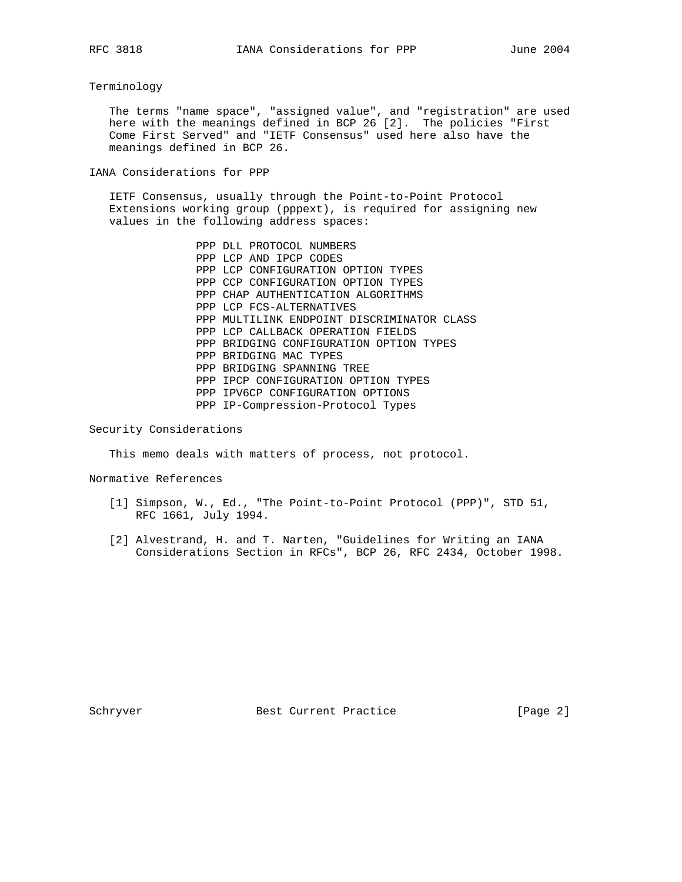## Terminology

The terms "name space", "assigned value", and "registration" are used here with the meanings defined in BCP 26 [2]. The policies "First Come First Served" and "IETF Consensus" used here also have the meanings defined in BCP 26.

## IANA Considerations for PPP

IETF Consensus, usually through the Point-to-Point Protocol Extensions working group (pppext), is required for assigning new values in the following address spaces:

```
PPP DLL PROTOCOL NUMBERS
PPP LCP AND IPCP CODES
PPP LCP CONFIGURATION OPTION TYPES
PPP CCP CONFIGURATION OPTION TYPES
PPP CHAP AUTHENTICATION ALGORITHMS
PPP LCP FCS-ALTERNATIVES
PPP MULTILINK ENDPOINT DISCRIMINATOR CLASS
PPP LCP CALLBACK OPERATION FIELDS
PPP BRIDGING CONFIGURATION OPTION TYPES
PPP BRIDGING MAC TYPES
PPP BRIDGING SPANNING TREE
PPP IPCP CONFIGURATION OPTION TYPES
PPP IPV6CP CONFIGURATION OPTIONS
PPP IP-Compression-Protocol Types
```

## Security Considerations

This memo deals with matters of process, not protocol.

## Normative References

[1] Simpson, W., Ed., "The Point-to-Point Protocol (PPP)", STD 51, RFC 1661, July 1994.

[2] Alvestrand, H. and T. Narten, "Guidelines for Writing an IANA Considerations Section in RFCs", BCP 26, RFC 2434, October 1998.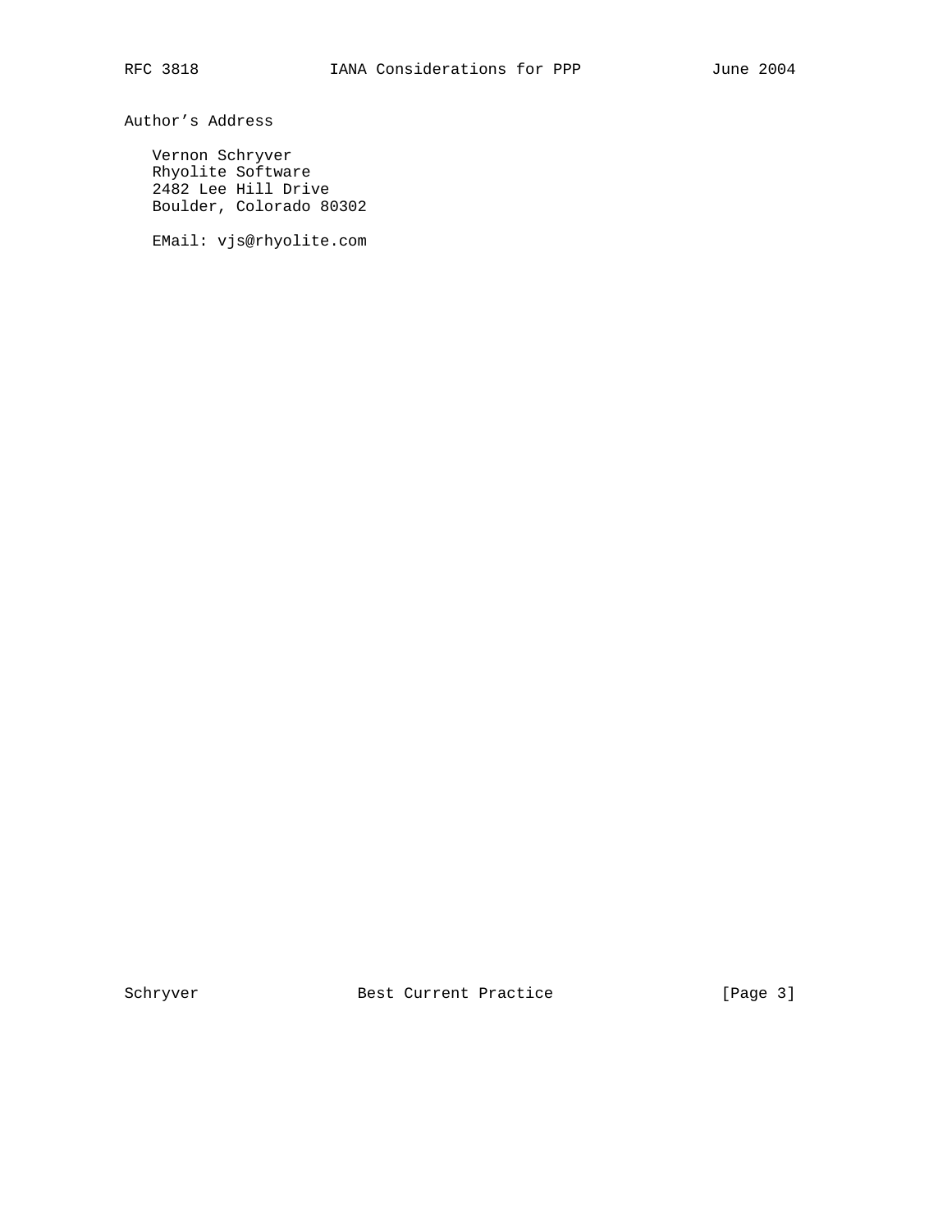## Author's Address

Vernon Schryver
Rhyolite Software
2482 Lee Hill Drive
Boulder, Colorado 80302

EMail: vjs@rhyolite.com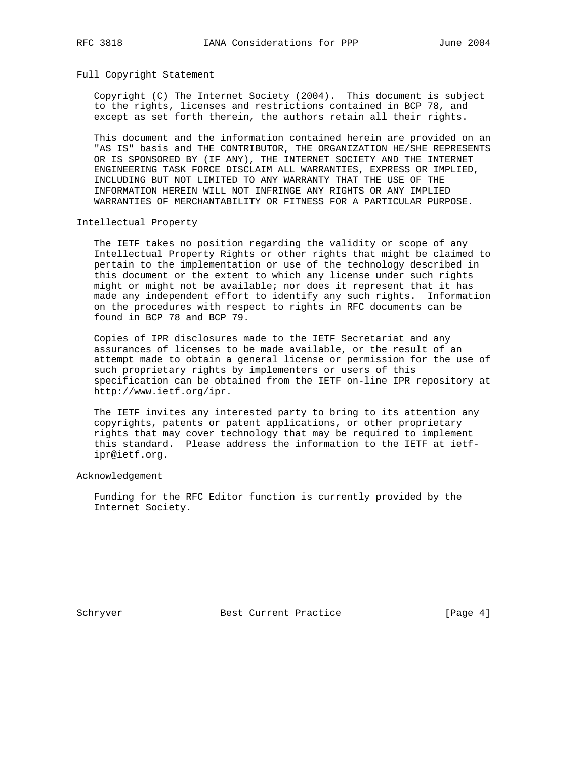## Full Copyright Statement

Copyright (C) The Internet Society (2004). This document is subject to the rights, licenses and restrictions contained in BCP 78, and except as set forth therein, the authors retain all their rights.

This document and the information contained herein are provided on an "AS IS" basis and THE CONTRIBUTOR, THE ORGANIZATION HE/SHE REPRESENTS OR IS SPONSORED BY (IF ANY), THE INTERNET SOCIETY AND THE INTERNET ENGINEERING TASK FORCE DISCLAIM ALL WARRANTIES, EXPRESS OR IMPLIED, INCLUDING BUT NOT LIMITED TO ANY WARRANTY THAT THE USE OF THE INFORMATION HEREIN WILL NOT INFRINGE ANY RIGHTS OR ANY IMPLIED WARRANTIES OF MERCHANTABILITY OR FITNESS FOR A PARTICULAR PURPOSE.

## Intellectual Property

The IETF takes no position regarding the validity or scope of any Intellectual Property Rights or other rights that might be claimed to pertain to the implementation or use of the technology described in this document or the extent to which any license under such rights might or might not be available; nor does it represent that it has made any independent effort to identify any such rights. Information on the procedures with respect to rights in RFC documents can be found in BCP 78 and BCP 79.

Copies of IPR disclosures made to the IETF Secretariat and any assurances of licenses to be made available, or the result of an attempt made to obtain a general license or permission for the use of such proprietary rights by implementers or users of this specification can be obtained from the IETF on-line IPR repository at http://www.ietf.org/ipr.

The IETF invites any interested party to bring to its attention any copyrights, patents or patent applications, or other proprietary rights that may cover technology that may be required to implement this standard. Please address the information to the IETF at ietf-ipr@ietf.org.

## Acknowledgement

Funding for the RFC Editor function is currently provided by the Internet Society.